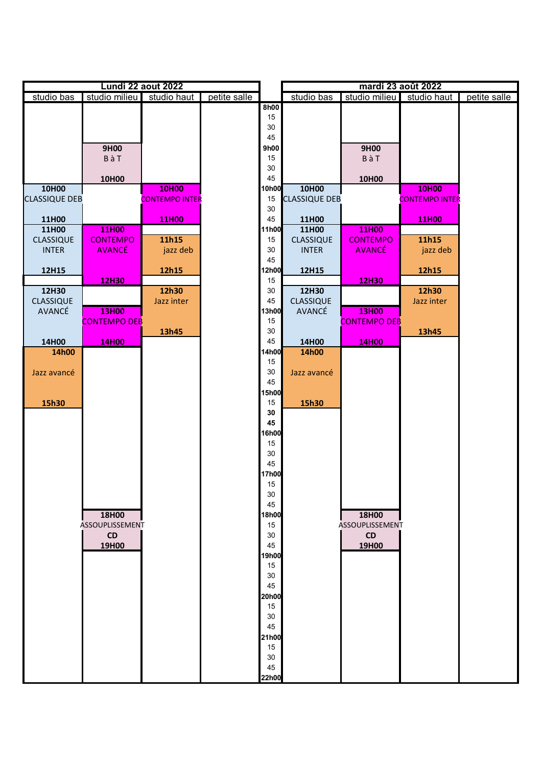## Lundi 22 aout 2022

| Heure | studio bas | studio milieu | studio haut | petite salle |
|---|---|---|---|---|
| 9H00 – 10H00 | | B à T | | |
| 10H00 – 11H00 | CLASSIQUE DEB | | CONTEMPO INTER | |
| 11H00 – 12H15 | CLASSIQUE INTER | | | |
| 11H00 – 12H30 | | CONTEMPO AVANCÉ | | |
| 11h15 – 12h15 | | | jazz deb | |
| 12H30 – 14H00 | CLASSIQUE AVANCÉ | | | |
| 12h30 – 13h45 | | | Jazz inter | |
| 13H00 – 14H00 | | CONTEMPO DEB | | |
| 14h00 – 15h30 | Jazz avancé | | | |
| 18H00 – 19H00 | | ASSOUPLISSEMENT CD | | |

## mardi 23 août 2022

| Heure | studio bas | studio milieu | studio haut | petite salle |
|---|---|---|---|---|
| 9H00 – 10H00 | | B à T | | |
| 10H00 – 11H00 | CLASSIQUE DEB | | CONTEMPO INTER | |
| 11H00 – 12H15 | CLASSIQUE INTER | | | |
| 11H00 – 12H30 | | CONTEMPO AVANCÉ | | |
| 11h15 – 12h15 | | | jazz deb | |
| 12H30 – 14H00 | CLASSIQUE AVANCÉ | | | |
| 12h30 – 13h45 | | | Jazz inter | |
| 13H00 – 14H00 | | CONTEMPO DEB | | |
| 14h00 – 15h30 | Jazz avancé | | | |
| 18H00 – 19H00 | | ASSOUPLISSEMENT CD | | |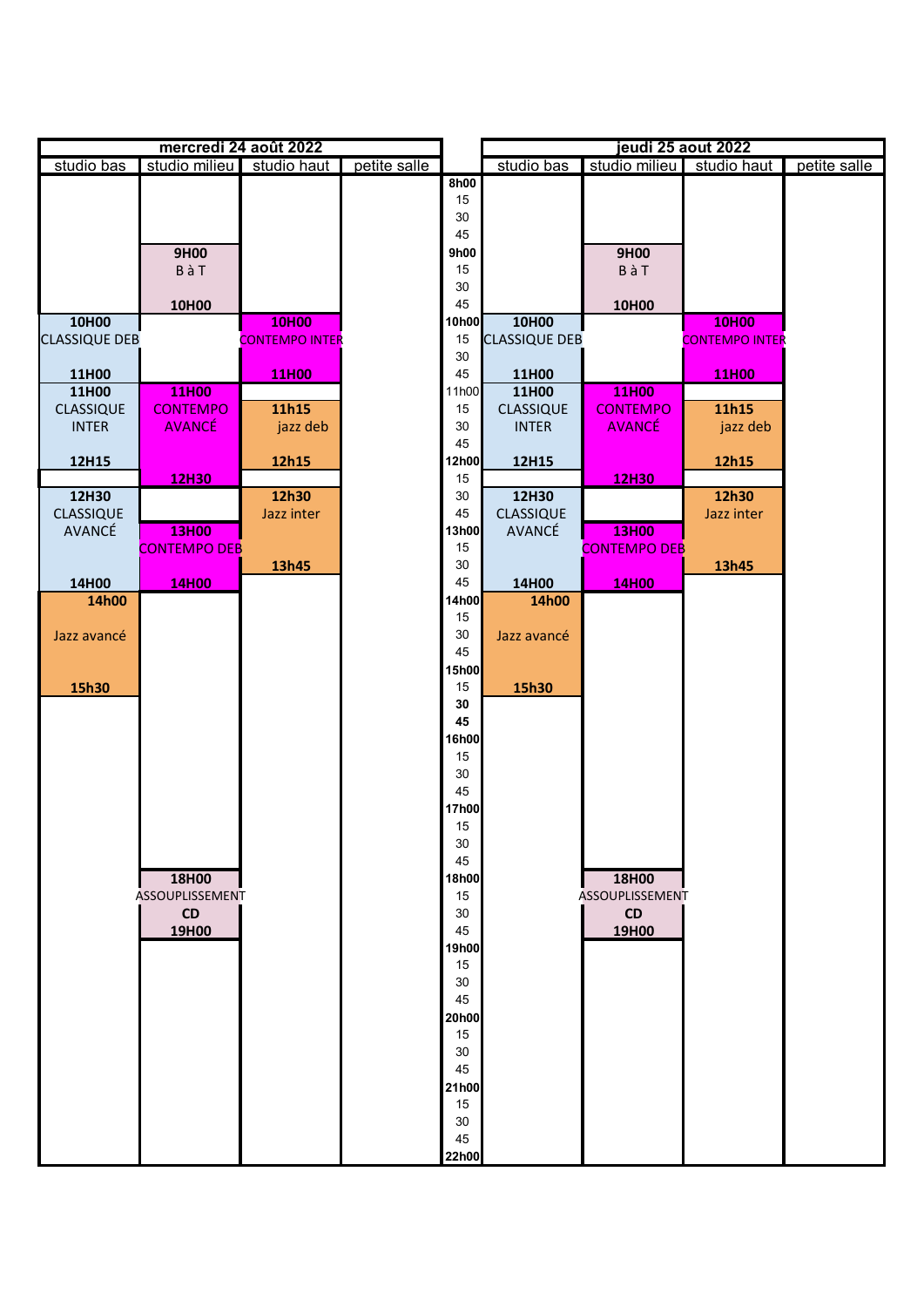| mercredi 24 août 2022 | | | | | jeudi 25 aout 2022 | | | |
|---|---|---|---|---|---|---|---|---|
| studio bas | studio milieu | studio haut | petite salle | | studio bas | studio milieu | studio haut | petite salle |
| | | | | 8h00 | | | | |
| | | | | 15 | | | | |
| | | | | 30 | | | | |
| | | | | 45 | | | | |
| | 9H00 | | | 9h00 | | 9H00 | | |
| | B à T | | | 15 | | B à T | | |
| | | | | 30 | | | | |
| | 10H00 | | | 45 | | 10H00 | | |
| 10H00 | | 10H00 | | 10h00 | 10H00 | | 10H00 | |
| CLASSIQUE DEB | | CONTEMPO INTER | | 15 | CLASSIQUE DEB | | CONTEMPO INTER | |
| | | | | 30 | | | | |
| 11H00 | | 11H00 | | 45 | 11H00 | | 11H00 | |
| 11H00 | 11H00 | | | 11h00 | 11H00 | 11H00 | | |
| CLASSIQUE | CONTEMPO | 11h15 | | 15 | CLASSIQUE | CONTEMPO | 11h15 | |
| INTER | AVANCÉ | jazz deb | | 30 | INTER | AVANCÉ | jazz deb | |
| | | | | 45 | | | | |
| 12H15 | | 12h15 | | 12h00 | 12H15 | | 12h15 | |
| | 12H30 | | | 15 | | 12H30 | | |
| 12H30 | | 12h30 | | 30 | 12H30 | | 12h30 | |
| CLASSIQUE | | Jazz inter | | 45 | CLASSIQUE | | Jazz inter | |
| AVANCÉ | 13H00 | | | 13h00 | AVANCÉ | 13H00 | | |
| | CONTEMPO DEB | | | 15 | | CONTEMPO DEB | | |
| | | 13h45 | | 30 | | | 13h45 | |
| 14H00 | 14H00 | | | 45 | 14H00 | 14H00 | | |
| 14h00 | | | | 14h00 | 14h00 | | | |
| | | | | 15 | | | | |
| Jazz avancé | | | | 30 | Jazz avancé | | | |
| | | | | 45 | | | | |
| | | | | 15h00 | | | | |
| 15h30 | | | | 15 | 15h30 | | | |
| | | | | 30 | | | | |
| | | | | 45 | | | | |
| | | | | 16h00 | | | | |
| | | | | 15 | | | | |
| | | | | 30 | | | | |
| | | | | 45 | | | | |
| | | | | 17h00 | | | | |
| | | | | 15 | | | | |
| | | | | 30 | | | | |
| | | | | 45 | | | | |
| | 18H00 | | | 18h00 | | 18H00 | | |
| | ASSOUPLISSEMENT | | | 15 | | ASSOUPLISSEMENT | | |
| | CD | | | 30 | | CD | | |
| | 19H00 | | | 45 | | 19H00 | | |
| | | | | 19h00 | | | | |
| | | | | 15 | | | | |
| | | | | 30 | | | | |
| | | | | 45 | | | | |
| | | | | 20h00 | | | | |
| | | | | 15 | | | | |
| | | | | 30 | | | | |
| | | | | 45 | | | | |
| | | | | 21h00 | | | | |
| | | | | 15 | | | | |
| | | | | 30 | | | | |
| | | | | 45 | | | | |
| | | | | 22h00 | | | | |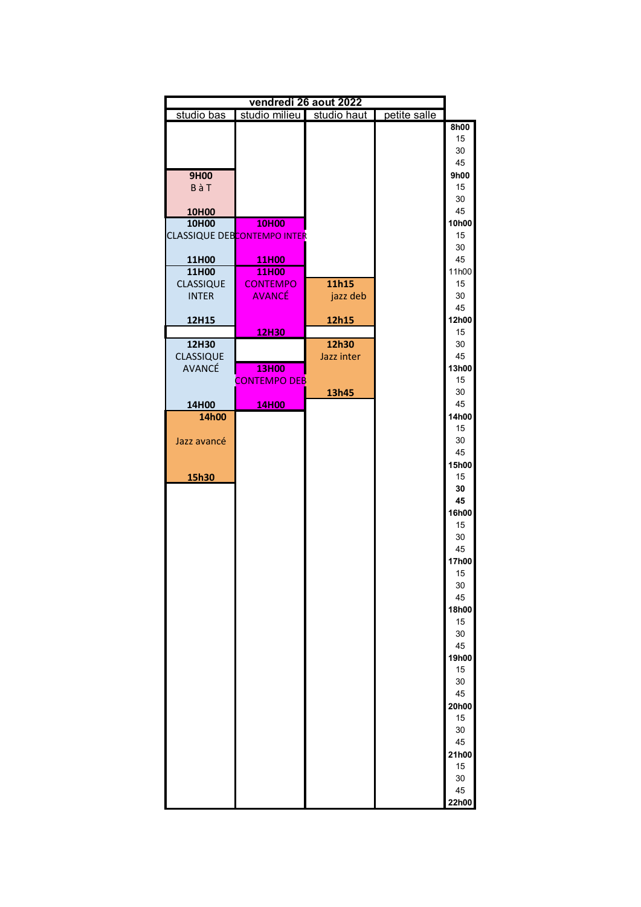| vendredi 26 aout 2022 | | | | |
| --- | --- | --- | --- | --- |
| studio bas | studio milieu | studio haut | petite salle | |
| | | | | 8h00 |
| | | | | 15 |
| | | | | 30 |
| | | | | 45 |
| 9H00 | | | | 9h00 |
| B à T | | | | 15 |
| | | | | 30 |
| 10H00 | | | | 45 |
| 10H00 | 10H00 | | | 10h00 |
| CLASSIQUE DEB | CONTEMPO INTER | | | 15 |
| | | | | 30 |
| 11H00 | 11H00 | | | 45 |
| 11H00 | 11H00 | | | 11h00 |
| CLASSIQUE | CONTEMPO | 11h15 | | 15 |
| INTER | AVANCÉ | jazz deb | | 30 |
| | | | | 45 |
| 12H15 | | 12h15 | | 12h00 |
| | 12H30 | | | 15 |
| 12H30 | | 12h30 | | 30 |
| CLASSIQUE | | Jazz inter | | 45 |
| AVANCÉ | 13H00 | | | 13h00 |
| | CONTEMPO DEB | | | 15 |
| | | 13h45 | | 30 |
| 14H00 | 14H00 | | | 45 |
| 14h00 | | | | 14h00 |
| | | | | 15 |
| Jazz avancé | | | | 30 |
| | | | | 45 |
| | | | | 15h00 |
| 15h30 | | | | 15 |
| | | | | 30 |
| | | | | 45 |
| | | | | 16h00 |
| | | | | 15 |
| | | | | 30 |
| | | | | 45 |
| | | | | 17h00 |
| | | | | 15 |
| | | | | 30 |
| | | | | 45 |
| | | | | 18h00 |
| | | | | 15 |
| | | | | 30 |
| | | | | 45 |
| | | | | 19h00 |
| | | | | 15 |
| | | | | 30 |
| | | | | 45 |
| | | | | 20h00 |
| | | | | 15 |
| | | | | 30 |
| | | | | 45 |
| | | | | 21h00 |
| | | | | 15 |
| | | | | 30 |
| | | | | 45 |
| | | | | 22h00 |